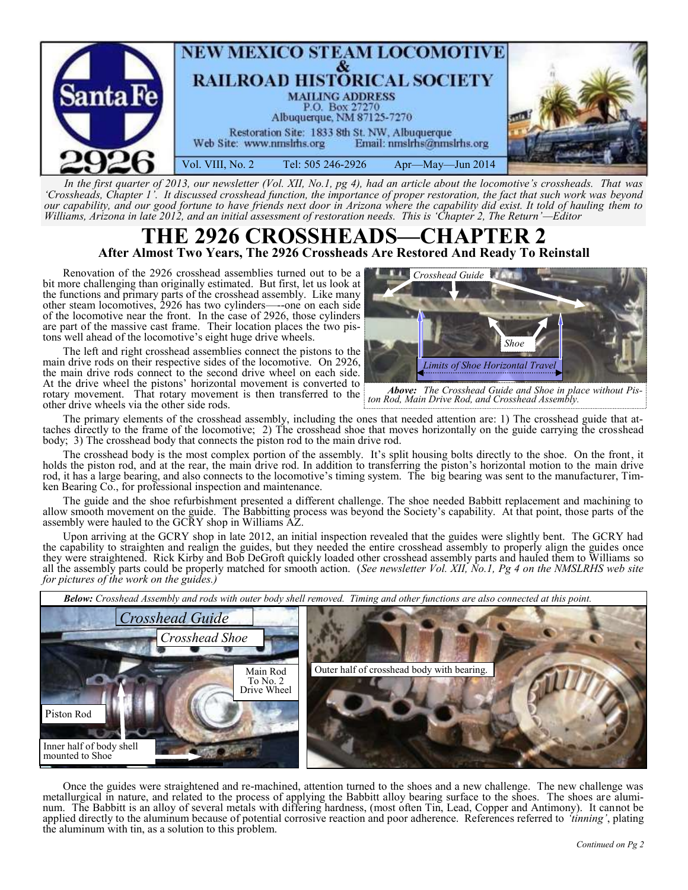# NEW MEXICO STEAM LOCOMOTIVE & RAILROAD HISTORICAL SOCIETY

**MAILING ADDRESS**
P.O. Box 27270
Albuquerque, NM 87125-7270

Restoration Site: 1833 8th St. NW, Albuquerque
Web Site: www.nmslrhs.org    Email: nmslrhs@nmslrhs.org

Vol. VIII, No. 2    Tel: 505 246-2926    Apr—May—Jun 2014

*In the first quarter of 2013, our newsletter (Vol. XII, No.1, pg 4), had an article about the locomotive's crossheads. That was 'Crossheads, Chapter 1'. It discussed crosshead function, the importance of proper restoration, the fact that such work was beyond our capability, and our good fortune to have friends next door in Arizona where the capability did exist. It told of hauling them to Williams, Arizona in late 2012, and an initial assessment of restoration needs. This is 'Chapter 2, The Return'—Editor*

# THE 2926 CROSSHEADS—CHAPTER 2

## After Almost Two Years, The 2926 Crossheads Are Restored And Ready To Reinstall

Renovation of the 2926 crosshead assemblies turned out to be a bit more challenging than originally estimated. But first, let us look at the functions and primary parts of the crosshead assembly. Like many other steam locomotives, 2926 has two cylinders—-one on each side of the locomotive near the front. In the case of 2926, those cylinders are part of the massive cast frame. Their location places the two pistons well ahead of the locomotive's eight huge drive wheels.

The left and right crosshead assemblies connect the pistons to the main drive rods on their respective sides of the locomotive. On 2926, the main drive rods connect to the second drive wheel on each side. At the drive wheel the pistons' horizontal movement is converted to rotary movement. That rotary movement is then transferred to the other drive wheels via the other side rods.

Crosshead Guide — Shoe — Limits of Shoe Horizontal Travel

*Above: The Crosshead Guide and Shoe in place without Piston Rod, Main Drive Rod, and Crosshead Assembly.*

The primary elements of the crosshead assembly, including the ones that needed attention are: 1) The crosshead guide that attaches directly to the frame of the locomotive; 2) The crosshead shoe that moves horizontally on the guide carrying the crosshead body; 3) The crosshead body that connects the piston rod to the main drive rod.

The crosshead body is the most complex portion of the assembly. It's split housing bolts directly to the shoe. On the front, it holds the piston rod, and at the rear, the main drive rod. In addition to transferring the piston's horizontal motion to the main drive rod, it has a large bearing, and also connects to the locomotive's timing system. The big bearing was sent to the manufacturer, Timken Bearing Co., for professional inspection and maintenance.

The guide and the shoe refurbishment presented a different challenge. The shoe needed Babbitt replacement and machining to allow smooth movement on the guide. The Babbitting process was beyond the Society's capability. At that point, those parts of the assembly were hauled to the GCRY shop in Williams AZ.

Upon arriving at the GCRY shop in late 2012, an initial inspection revealed that the guides were slightly bent. The GCRY had the capability to straighten and realign the guides, but they needed the entire crosshead assembly to properly align the guides once they were straightened. Rick Kirby and Bob DeGroft quickly loaded other crosshead assembly parts and hauled them to Williams so all the assembly parts could be properly matched for smooth action. (*See newsletter Vol. XII, No.1, Pg 4 on the NMSLRHS web site for pictures of the work on the guides.)*

*Below: Crosshead Assembly and rods with outer body shell removed. Timing and other functions are also connected at this point.*

Crosshead Guide — Crosshead Shoe — Main Rod To No. 2 Drive Wheel — Piston Rod — Inner half of body shell mounted to Shoe — Outer half of crosshead body with bearing.

Once the guides were straightened and re-machined, attention turned to the shoes and a new challenge. The new challenge was metallurgical in nature, and related to the process of applying the Babbitt alloy bearing surface to the shoes. The shoes are aluminum. The Babbitt is an alloy of several metals with differing hardness, (most often Tin, Lead, Copper and Antimony). It cannot be applied directly to the aluminum because of potential corrosive reaction and poor adherence. References referred to *'tinning'*, plating the aluminum with tin, as a solution to this problem.

*Continued on Pg 2*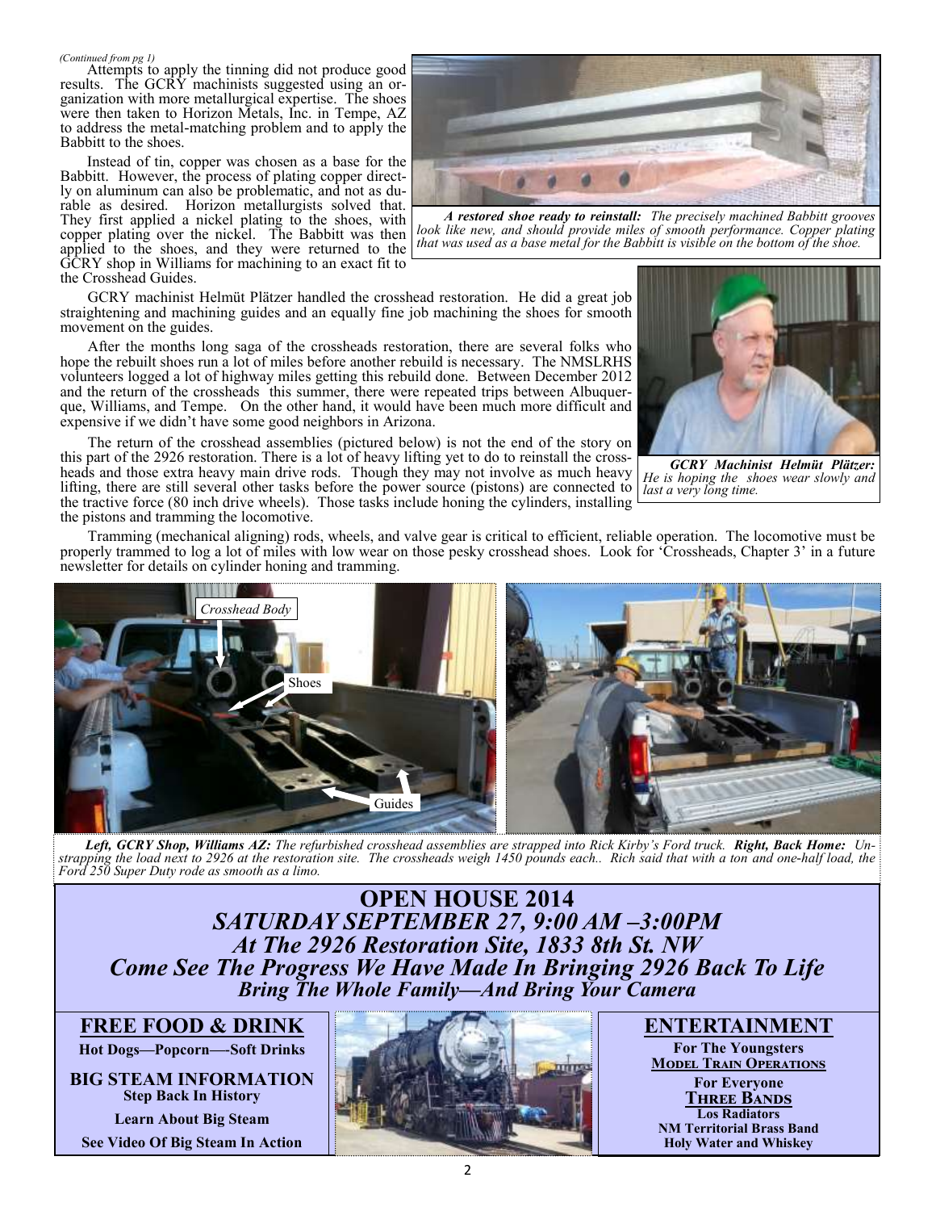*(Continued from pg 1)*

Attempts to apply the tinning did not produce good results. The GCRY machinists suggested using an organization with more metallurgical expertise. The shoes were then taken to Horizon Metals, Inc. in Tempe, AZ to address the metal-matching problem and to apply the Babbitt to the shoes.

Instead of tin, copper was chosen as a base for the Babbitt. However, the process of plating copper directly on aluminum can also be problematic, and not as durable as desired. Horizon metallurgists solved that. They first applied a nickel plating to the shoes, with copper plating over the nickel. The Babbitt was then applied to the shoes, and they were returned to the GCRY shop in Williams for machining to an exact fit to the Crosshead Guides.

***A restored shoe ready to reinstall:*** *The precisely machined Babbitt grooves look like new, and should provide miles of smooth performance. Copper plating that was used as a base metal for the Babbitt is visible on the bottom of the shoe.*

GCRY machinist Helmüt Plätzer handled the crosshead restoration. He did a great job straightening and machining guides and an equally fine job machining the shoes for smooth movement on the guides.

After the months long saga of the crossheads restoration, there are several folks who hope the rebuilt shoes run a lot of miles before another rebuild is necessary. The NMSLRHS volunteers logged a lot of highway miles getting this rebuild done. Between December 2012 and the return of the crossheads this summer, there were repeated trips between Albuquerque, Williams, and Tempe. On the other hand, it would have been much more difficult and expensive if we didn't have some good neighbors in Arizona.

***GCRY Machinist Helmüt Plätzer:*** *He is hoping the shoes wear slowly and last a very long time.*

The return of the crosshead assemblies (pictured below) is not the end of the story on this part of the 2926 restoration. There is a lot of heavy lifting yet to do to reinstall the crossheads and those extra heavy main drive rods. Though they may not involve as much heavy lifting, there are still several other tasks before the power source (pistons) are connected to the tractive force (80 inch drive wheels). Those tasks include honing the cylinders, installing the pistons and tramming the locomotive.

Tramming (mechanical aligning) rods, wheels, and valve gear is critical to efficient, reliable operation. The locomotive must be properly trammed to log a lot of miles with low wear on those pesky crosshead shoes. Look for 'Crossheads, Chapter 3' in a future newsletter for details on cylinder honing and tramming.

Crosshead Body

Shoes

Guides

***Left, GCRY Shop, Williams AZ:*** *The refurbished crosshead assemblies are strapped into Rick Kirby's Ford truck.* ***Right, Back Home:*** *Unstrapping the load next to 2926 at the restoration site. The crossheads weigh 1450 pounds each.. Rich said that with a ton and one-half load, the Ford 250 Super Duty rode as smooth as a limo.*

# OPEN HOUSE 2014

## *SATURDAY SEPTEMBER 27, 9:00 AM –3:00PM*

## *At The 2926 Restoration Site, 1833 8th St. NW*

## *Come See The Progress We Have Made In Bringing 2926 Back To Life*

### *Bring The Whole Family—And Bring Your Camera*

**FREE FOOD & DRINK**

**Hot Dogs—Popcorn—-Soft Drinks**

**BIG STEAM INFORMATION**

**Step Back In History**

**Learn About Big Steam**

**See Video Of Big Steam In Action**

**ENTERTAINMENT**

**For The Youngsters**

**MODEL TRAIN OPERATIONS**

**For Everyone**

**THREE BANDS**

**Los Radiators**

**NM Territorial Brass Band**

**Holy Water and Whiskey**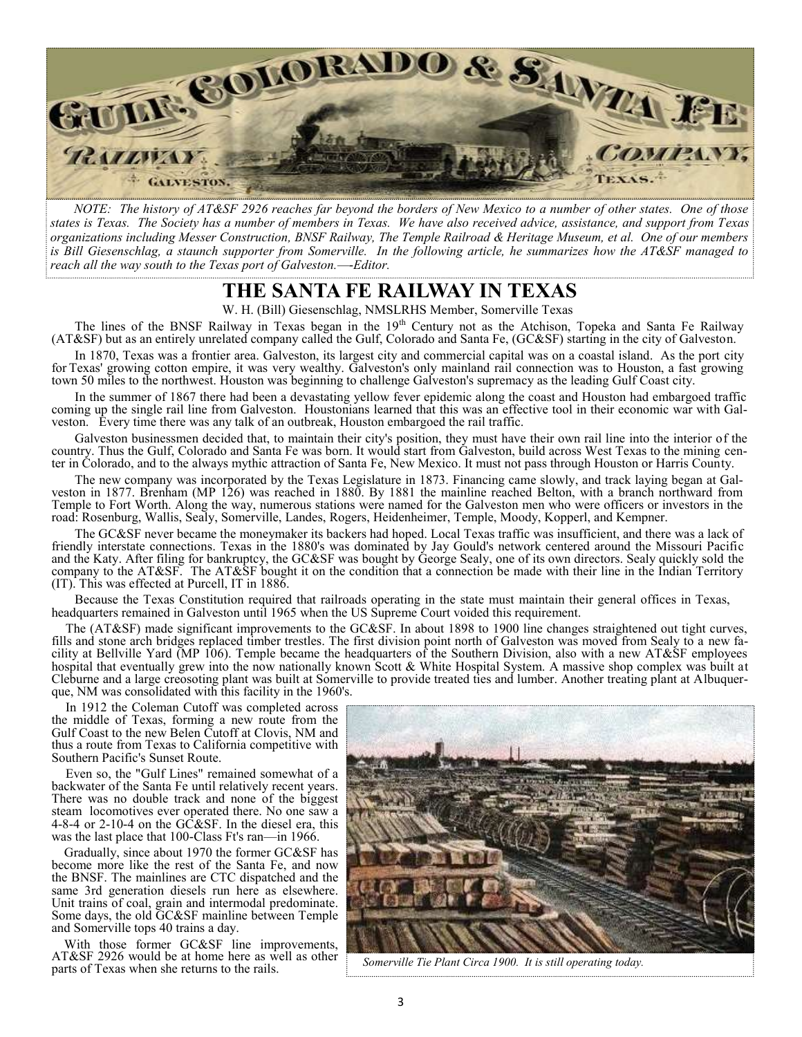*NOTE: The history of AT&SF 2926 reaches far beyond the borders of New Mexico to a number of other states. One of those states is Texas. The Society has a number of members in Texas. We have also received advice, assistance, and support from Texas organizations including Messer Construction, BNSF Railway, The Temple Railroad & Heritage Museum, et al. One of our members is Bill Giesenschlag, a staunch supporter from Somerville. In the following article, he summarizes how the AT&SF managed to reach all the way south to the Texas port of Galveston.—Editor.*

# THE SANTA FE RAILWAY IN TEXAS

W. H. (Bill) Giesenschlag, NMSLRHS Member, Somerville Texas

The lines of the BNSF Railway in Texas began in the 19th Century not as the Atchison, Topeka and Santa Fe Railway (AT&SF) but as an entirely unrelated company called the Gulf, Colorado and Santa Fe, (GC&SF) starting in the city of Galveston.

In 1870, Texas was a frontier area. Galveston, its largest city and commercial capital was on a coastal island. As the port city for Texas' growing cotton empire, it was very wealthy. Galveston's only mainland rail connection was to Houston, a fast growing town 50 miles to the northwest. Houston was beginning to challenge Galveston's supremacy as the leading Gulf Coast city.

In the summer of 1867 there had been a devastating yellow fever epidemic along the coast and Houston had embargoed traffic coming up the single rail line from Galveston. Houstonians learned that this was an effective tool in their economic war with Galveston. Every time there was any talk of an outbreak, Houston embargoed the rail traffic.

Galveston businessmen decided that, to maintain their city's position, they must have their own rail line into the interior of the country. Thus the Gulf, Colorado and Santa Fe was born. It would start from Galveston, build across West Texas to the mining center in Colorado, and to the always mythic attraction of Santa Fe, New Mexico. It must not pass through Houston or Harris County.

The new company was incorporated by the Texas Legislature in 1873. Financing came slowly, and track laying began at Galveston in 1877. Brenham (MP 126) was reached in 1880. By 1881 the mainline reached Belton, with a branch northward from Temple to Fort Worth. Along the way, numerous stations were named for the Galveston men who were officers or investors in the road: Rosenburg, Wallis, Sealy, Somerville, Landes, Rogers, Heidenheimer, Temple, Moody, Kopperl, and Kempner.

The GC&SF never became the moneymaker its backers had hoped. Local Texas traffic was insufficient, and there was a lack of friendly interstate connections. Texas in the 1880's was dominated by Jay Gould's network centered around the Missouri Pacific and the Katy. After filing for bankruptcy, the GC&SF was bought by George Sealy, one of its own directors. Sealy quickly sold the company to the AT&SF. The AT&SF bought it on the condition that a connection be made with their line in the Indian Territory (IT). This was effected at Purcell, IT in 1886.

Because the Texas Constitution required that railroads operating in the state must maintain their general offices in Texas, headquarters remained in Galveston until 1965 when the US Supreme Court voided this requirement.

The (AT&SF) made significant improvements to the GC&SF. In about 1898 to 1900 line changes straightened out tight curves, fills and stone arch bridges replaced timber trestles. The first division point north of Galveston was moved from Sealy to a new facility at Bellville Yard (MP 106). Temple became the headquarters of the Southern Division, also with a new AT&SF employees hospital that eventually grew into the now nationally known Scott & White Hospital System. A massive shop complex was built at Cleburne and a large creosoting plant was built at Somerville to provide treated ties and lumber. Another treating plant at Albuquerque, NM was consolidated with this facility in the 1960's.

In 1912 the Coleman Cutoff was completed across the middle of Texas, forming a new route from the Gulf Coast to the new Belen Cutoff at Clovis, NM and thus a route from Texas to California competitive with Southern Pacific's Sunset Route.

Even so, the "Gulf Lines" remained somewhat of a backwater of the Santa Fe until relatively recent years. There was no double track and none of the biggest steam locomotives ever operated there. No one saw a 4-8-4 or 2-10-4 on the GC&SF. In the diesel era, this was the last place that 100-Class Ft's ran—in 1966.

Gradually, since about 1970 the former GC&SF has become more like the rest of the Santa Fe, and now the BNSF. The mainlines are CTC dispatched and the same 3rd generation diesels run here as elsewhere. Unit trains of coal, grain and intermodal predominate. Some days, the old GC&SF mainline between Temple and Somerville tops 40 trains a day.

With those former GC&SF line improvements, AT&SF 2926 would be at home here as well as other parts of Texas when she returns to the rails.

*Somerville Tie Plant Circa 1900. It is still operating today.*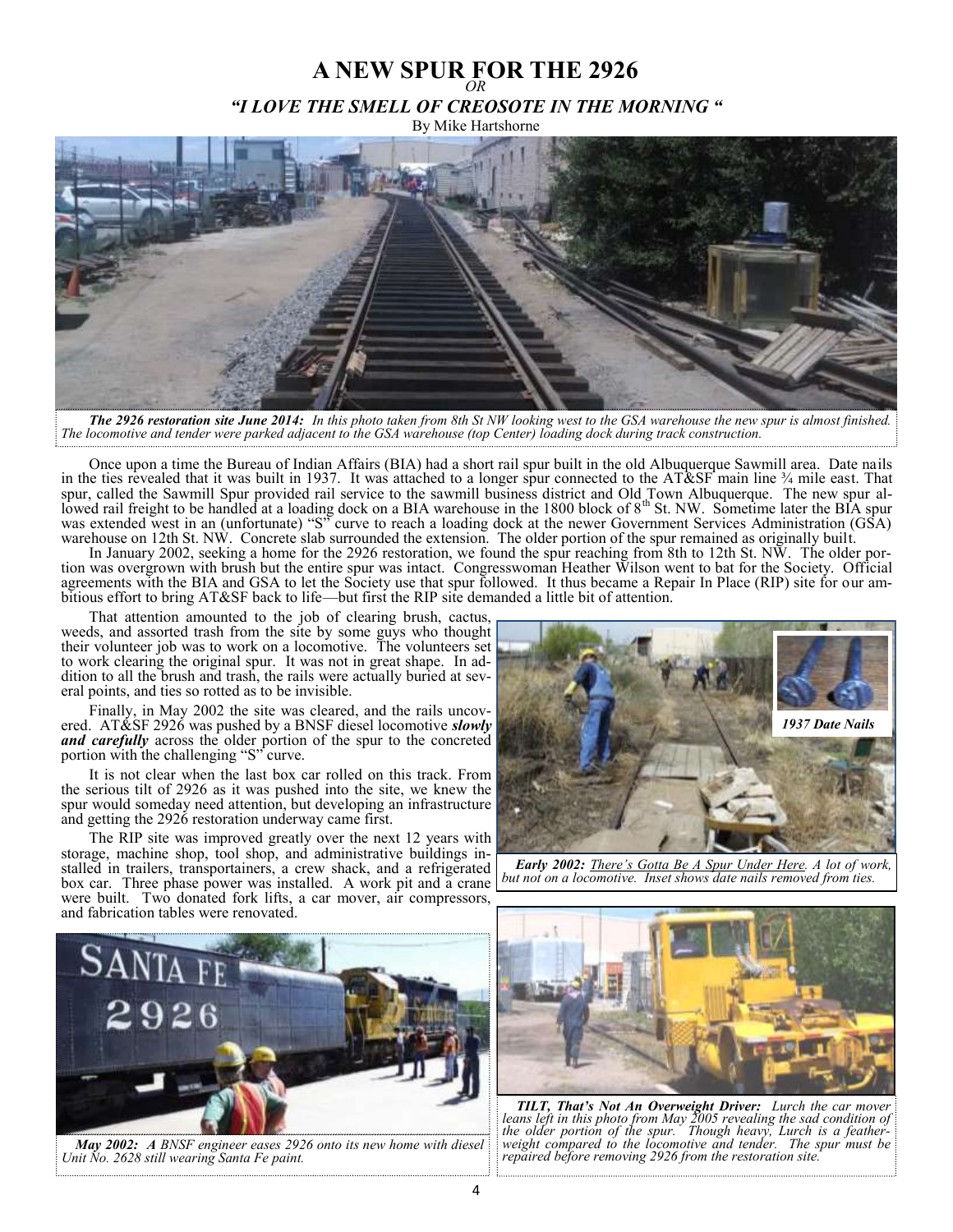# A NEW SPUR FOR THE 2926

*OR*

## *"I LOVE THE SMELL OF CREOSOTE IN THE MORNING "*

By Mike Hartshorne

***The 2926 restoration site June 2014:*** *In this photo taken from 8th St NW looking west to the GSA warehouse the new spur is almost finished. The locomotive and tender were parked adjacent to the GSA warehouse (top Center) loading dock during track construction.*

Once upon a time the Bureau of Indian Affairs (BIA) had a short rail spur built in the old Albuquerque Sawmill area. Date nails in the ties revealed that it was built in 1937. It was attached to a longer spur connected to the AT&SF main line ¾ mile east. That spur, called the Sawmill Spur provided rail service to the sawmill business district and Old Town Albuquerque. The new spur allowed rail freight to be handled at a loading dock on a BIA warehouse in the 1800 block of 8th St. NW. Sometime later the BIA spur was extended west in an (unfortunate) "S" curve to reach a loading dock at the newer Government Services Administration (GSA) warehouse on 12th St. NW. Concrete slab surrounded the extension. The older portion of the spur remained as originally built.

In January 2002, seeking a home for the 2926 restoration, we found the spur reaching from 8th to 12th St. NW. The older portion was overgrown with brush but the entire spur was intact. Congresswoman Heather Wilson went to bat for the Society. Official agreements with the BIA and GSA to let the Society use that spur followed. It thus became a Repair In Place (RIP) site for our ambitious effort to bring AT&SF back to life—but first the RIP site demanded a little bit of attention.

That attention amounted to the job of clearing brush, cactus, weeds, and assorted trash from the site by some guys who thought their volunteer job was to work on a locomotive. The volunteers set to work clearing the original spur. It was not in great shape. In addition to all the brush and trash, the rails were actually buried at several points, and ties so rotted as to be invisible.

Finally, in May 2002 the site was cleared, and the rails uncovered. AT&SF 2926 was pushed by a BNSF diesel locomotive ***slowly and carefully*** across the older portion of the spur to the concreted portion with the challenging "S" curve.

It is not clear when the last box car rolled on this track. From the serious tilt of 2926 as it was pushed into the site, we knew the spur would someday need attention, but developing an infrastructure and getting the 2926 restoration underway came first.

The RIP site was improved greatly over the next 12 years with storage, machine shop, tool shop, and administrative buildings installed in trailers, transportainers, a crew shack, and a refrigerated box car. Three phase power was installed. A work pit and a crane were built. Two donated fork lifts, a car mover, air compressors, and fabrication tables were renovated.

**1937 Date Nails**

***Early 2002:*** *There's Gotta Be A Spur Under Here. A lot of work, but not on a locomotive. Inset shows date nails removed from ties.*

***May 2002: A*** *BNSF engineer eases 2926 onto its new home with diesel Unit No. 2628 still wearing Santa Fe paint.*

***TILT, That's Not An Overweight Driver:*** *Lurch the car mover leans left in this photo from May 2005 revealing the sad condition of the older portion of the spur. Though heavy, Lurch is a featherweight compared to the locomotive and tender. The spur must be repaired before removing 2926 from the restoration site.*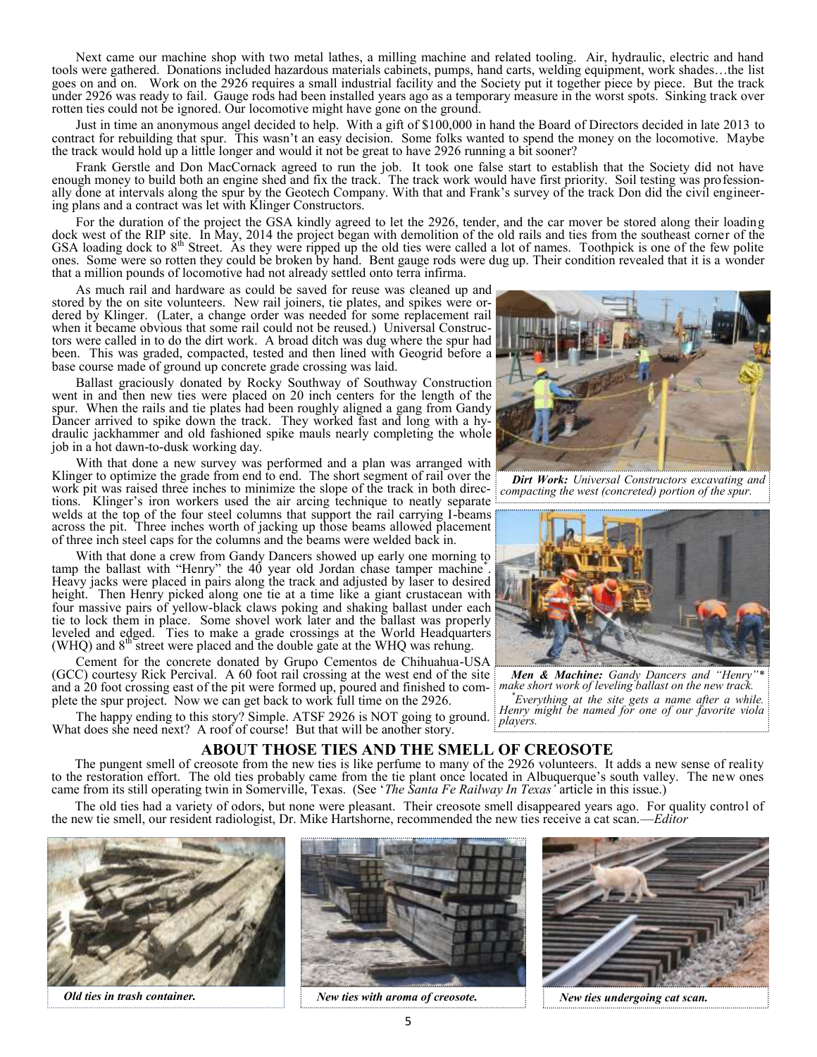Next came our machine shop with two metal lathes, a milling machine and related tooling. Air, hydraulic, electric and hand tools were gathered. Donations included hazardous materials cabinets, pumps, hand carts, welding equipment, work shades…the list goes on and on. Work on the 2926 requires a small industrial facility and the Society put it together piece by piece. But the track under 2926 was ready to fail. Gauge rods had been installed years ago as a temporary measure in the worst spots. Sinking track over rotten ties could not be ignored. Our locomotive might have gone on the ground.

Just in time an anonymous angel decided to help. With a gift of $100,000 in hand the Board of Directors decided in late 2013 to contract for rebuilding that spur. This wasn't an easy decision. Some folks wanted to spend the money on the locomotive. Maybe the track would hold up a little longer and would it not be great to have 2926 running a bit sooner?

Frank Gerstle and Don MacCornack agreed to run the job. It took one false start to establish that the Society did not have enough money to build both an engine shed and fix the track. The track work would have first priority. Soil testing was professionally done at intervals along the spur by the Geotech Company. With that and Frank's survey of the track Don did the civil engineering plans and a contract was let with Klinger Constructors.

For the duration of the project the GSA kindly agreed to let the 2926, tender, and the car mover be stored along their loading dock west of the RIP site. In May, 2014 the project began with demolition of the old rails and ties from the southeast corner of the GSA loading dock to 8th Street. As they were ripped up the old ties were called a lot of names. Toothpick is one of the few polite ones. Some were so rotten they could be broken by hand. Bent gauge rods were dug up. Their condition revealed that it is a wonder that a million pounds of locomotive had not already settled onto terra infirma.

As much rail and hardware as could be saved for reuse was cleaned up and stored by the on site volunteers. New rail joiners, tie plates, and spikes were ordered by Klinger. (Later, a change order was needed for some replacement rail when it became obvious that some rail could not be reused.) Universal Constructors were called in to do the dirt work. A broad ditch was dug where the spur had been. This was graded, compacted, tested and then lined with Geogrid before a base course made of ground up concrete grade crossing was laid.

Ballast graciously donated by Rocky Southway of Southway Construction went in and then new ties were placed on 20 inch centers for the length of the spur. When the rails and tie plates had been roughly aligned a gang from Gandy Dancer arrived to spike down the track. They worked fast and long with a hydraulic jackhammer and old fashioned spike mauls nearly completing the whole job in a hot dawn-to-dusk working day.

With that done a new survey was performed and a plan was arranged with Klinger to optimize the grade from end to end. The short segment of rail over the work pit was raised three inches to minimize the slope of the track in both directions. Klinger's iron workers used the air arcing technique to neatly separate welds at the top of the four steel columns that support the rail carrying I-beams across the pit. Three inches worth of jacking up those beams allowed placement of three inch steel caps for the columns and the beams were welded back in.

With that done a crew from Gandy Dancers showed up early one morning to tamp the ballast with "Henry" the 40 year old Jordan chase tamper machine*. Heavy jacks were placed in pairs along the track and adjusted by laser to desired height. Then Henry picked along one tie at a time like a giant crustacean with four massive pairs of yellow-black claws poking and shaking ballast under each tie to lock them in place. Some shovel work later and the ballast was properly leveled and edged. Ties to make a grade crossings at the World Headquarters (WHQ) and 8th street were placed and the double gate at the WHQ was rehung.

Cement for the concrete donated by Grupo Cementos de Chihuahua-USA (GCC) courtesy Rick Percival. A 60 foot rail crossing at the west end of the site and a 20 foot crossing east of the pit were formed up, poured and finished to complete the spur project. Now we can get back to work full time on the 2926.

The happy ending to this story? Simple. ATSF 2926 is NOT going to ground. What does she need next? A roof of course! But that will be another story.

***Dirt Work:*** *Universal Constructors excavating and compacting the west (concreted) portion of the spur.*

***Men & Machine:*** *Gandy Dancers and "Henry"\* make short work of leveling ballast on the new track.*

*\*Everything at the site gets a name after a while. Henry might be named for one of our favorite viola players.*

## ABOUT THOSE TIES AND THE SMELL OF CREOSOTE

The pungent smell of creosote from the new ties is like perfume to many of the 2926 volunteers. It adds a new sense of reality to the restoration effort. The old ties probably came from the tie plant once located in Albuquerque's south valley. The new ones came from its still operating twin in Somerville, Texas. (See '*The Santa Fe Railway In Texas'* article in this issue.)

The old ties had a variety of odors, but none were pleasant. Their creosote smell disappeared years ago. For quality control of the new tie smell, our resident radiologist, Dr. Mike Hartshorne, recommended the new ties receive a cat scan.—*Editor*

***Old ties in trash container.***

***New ties with aroma of creosote.***

***New ties undergoing cat scan.***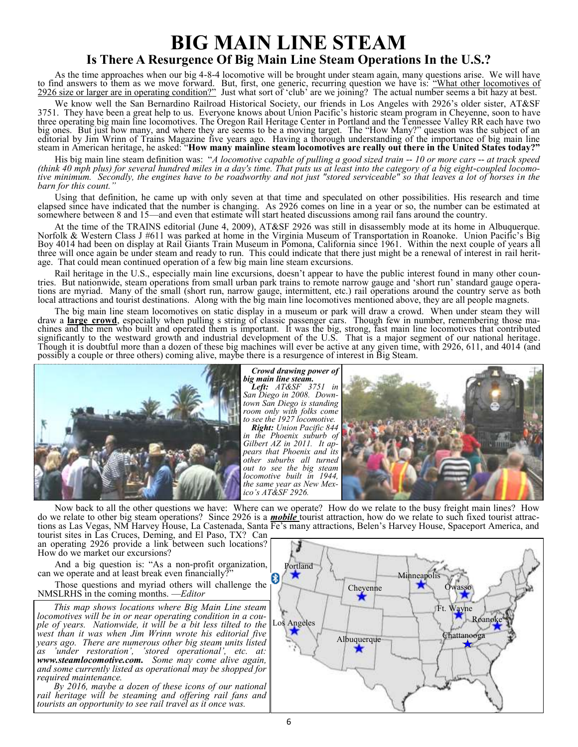# BIG MAIN LINE STEAM

## Is There A Resurgence Of Big Main Line Steam Operations In the U.S.?

As the time approaches when our big 4-8-4 locomotive will be brought under steam again, many questions arise. We will have to find answers to them as we move forward. But, first, one generic, recurring question we have is: "What other locomotives of 2926 size or larger are in operating condition?" Just what sort of 'club' are we joining? The actual number seems a bit hazy at best.

We know well the San Bernardino Railroad Historical Society, our friends in Los Angeles with 2926's older sister, AT&SF 3751. They have been a great help to us. Everyone knows about Union Pacific's historic steam program in Cheyenne, soon to have three operating big main line locomotives. The Oregon Rail Heritage Center in Portland and the Tennessee Valley RR each have two big ones. But just how many, and where they are seems to be a moving target. The "How Many?" question was the subject of an editorial by Jim Wrinn of Trains Magazine five years ago. Having a thorough understanding of the importance of big main line steam in American heritage, he asked: "**How many mainline steam locomotives are really out there in the United States today?"**

His big main line steam definition was: "*A locomotive capable of pulling a good sized train -- 10 or more cars -- at track speed (think 40 mph plus) for several hundred miles in a day's time. That puts us at least into the category of a big eight-coupled locomotive minimum. Secondly, the engines have to be roadworthy and not just "stored serviceable" so that leaves a lot of horses in the barn for this count."*

Using that definition, he came up with only seven at that time and speculated on other possibilities. His research and time elapsed since have indicated that the number is changing. As 2926 comes on line in a year or so, the number can be estimated at somewhere between 8 and 15—and even that estimate will start heated discussions among rail fans around the country.

At the time of the TRAINS editorial (June 4, 2009), AT&SF 2926 was still in disassembly mode at its home in Albuquerque. Norfolk & Western Class J #611 was parked at home in the Virginia Museum of Transportation in Roanoke. Union Pacific's Big Boy 4014 had been on display at Rail Giants Train Museum in Pomona, California since 1961. Within the next couple of years all three will once again be under steam and ready to run. This could indicate that there just might be a renewal of interest in rail heritage. That could mean continued operation of a few big main line steam excursions.

Rail heritage in the U.S., especially main line excursions, doesn't appear to have the public interest found in many other countries. But nationwide, steam operations from small urban park trains to remote narrow gauge and 'short run' standard gauge operations are myriad. Many of the small (short run, narrow gauge, intermittent, etc.) rail operations around the country serve as both local attractions and tourist destinations. Along with the big main line locomotives mentioned above, they are all people magnets.

The big main line steam locomotives on static display in a museum or park will draw a crowd. When under steam they will draw a **large crowd**, especially when pulling s string of classic passenger cars. Though few in number, remembering those machines and the men who built and operated them is important. It was the big, strong, fast main line locomotives that contributed significantly to the westward growth and industrial development of the U.S. That is a major segment of our national heritage. Though it is doubtful more than a dozen of these big machines will ever be active at any given time, with 2926, 611, and 4014 (and possibly a couple or three others) coming alive, maybe there is a resurgence of interest in Big Steam.

***Crowd drawing power of big main line steam.***
***Left:*** *AT&SF 3751 in San Diego in 2008. Downtown San Diego is standing room only with folks come to see the 1927 locomotive.*
***Right:*** *Union Pacific 844 in the Phoenix suburb of Gilbert AZ in 2011. It appears that Phoenix and its other suburbs all turned out to see the big steam locomotive built in 1944, the same year as New Mexico's AT&SF 2926.*

Now back to all the other questions we have: Where can we operate? How do we relate to the busy freight main lines? How do we relate to other big steam operations? Since 2926 is a ***mobile*** tourist attraction, how do we relate to such fixed tourist attractions as Las Vegas, NM Harvey House, La Castenada, Santa Fe's many attractions, Belen's Harvey House, Spaceport America, and tourist sites in Las Cruces, Deming, and El Paso, TX? Can an operating 2926 provide a link between such locations? How do we market our excursions?

And a big question is: "As a non-profit organization, can we operate and at least break even financially?"

Those questions and myriad others will challenge the NMSLRHS in the coming months. —*Editor*

*This map shows locations where Big Main Line steam locomotives will be in or near operating condition in a couple of years. Nationwide, it will be a bit less tilted to the west than it was when Jim Wrinn wrote his editorial five years ago. There are numerous other big steam units listed as 'under restoration', 'stored operational', etc. at:* ***www.steamlocomotive.com.*** *Some may come alive again, and some currently listed as operational may be shopped for required maintenance.*

*By 2016, maybe a dozen of these icons of our national rail heritage will be steaming and offering rail fans and tourists an opportunity to see rail travel as it once was.*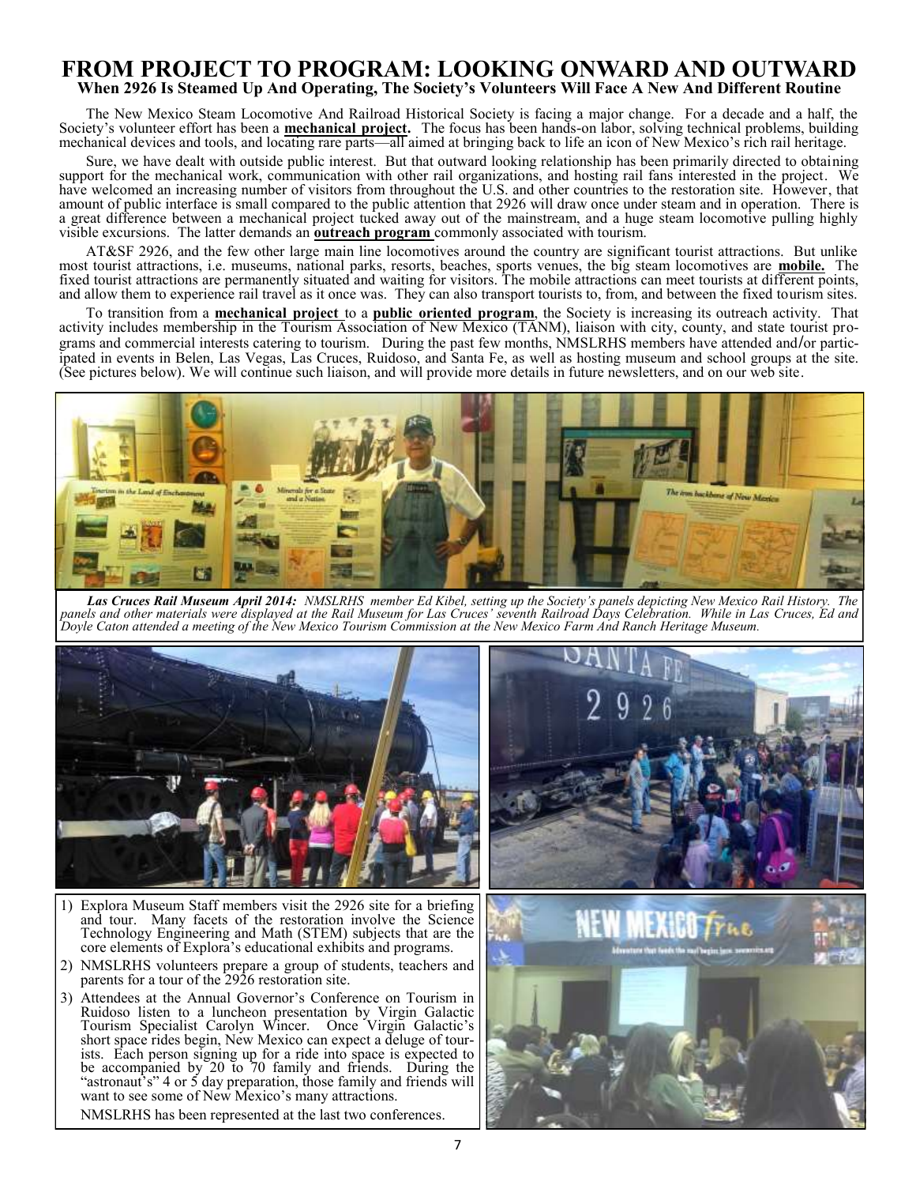# FROM PROJECT TO PROGRAM: LOOKING ONWARD AND OUTWARD

### When 2926 Is Steamed Up And Operating, The Society's Volunteers Will Face A New And Different Routine

The New Mexico Steam Locomotive And Railroad Historical Society is facing a major change. For a decade and a half, the Society's volunteer effort has been a **mechanical project.** The focus has been hands-on labor, solving technical problems, building mechanical devices and tools, and locating rare parts—all aimed at bringing back to life an icon of New Mexico's rich rail heritage.

Sure, we have dealt with outside public interest. But that outward looking relationship has been primarily directed to obtaining support for the mechanical work, communication with other rail organizations, and hosting rail fans interested in the project. We have welcomed an increasing number of visitors from throughout the U.S. and other countries to the restoration site. However, that amount of public interface is small compared to the public attention that 2926 will draw once under steam and in operation. There is a great difference between a mechanical project tucked away out of the mainstream, and a huge steam locomotive pulling highly visible excursions. The latter demands an **outreach program** commonly associated with tourism.

AT&SF 2926, and the few other large main line locomotives around the country are significant tourist attractions. But unlike most tourist attractions, i.e. museums, national parks, resorts, beaches, sports venues, the big steam locomotives are **mobile.** The fixed tourist attractions are permanently situated and waiting for visitors. The mobile attractions can meet tourists at different points, and allow them to experience rail travel as it once was. They can also transport tourists to, from, and between the fixed tourism sites.

To transition from a **mechanical project** to a **public oriented program**, the Society is increasing its outreach activity. That activity includes membership in the Tourism Association of New Mexico (TANM), liaison with city, county, and state tourist programs and commercial interests catering to tourism. During the past few months, NMSLRHS members have attended and/or participated in events in Belen, Las Vegas, Las Cruces, Ruidoso, and Santa Fe, as well as hosting museum and school groups at the site. (See pictures below). We will continue such liaison, and will provide more details in future newsletters, and on our web site.

***Las Cruces Rail Museum April 2014:*** *NMSLRHS member Ed Kibel, setting up the Society's panels depicting New Mexico Rail History. The panels and other materials were displayed at the Rail Museum for Las Cruces' seventh Railroad Days Celebration. While in Las Cruces, Ed and Doyle Caton attended a meeting of the New Mexico Tourism Commission at the New Mexico Farm And Ranch Heritage Museum.*

1) Explora Museum Staff members visit the 2926 site for a briefing and tour. Many facets of the restoration involve the Science Technology Engineering and Math (STEM) subjects that are the core elements of Explora's educational exhibits and programs.
2) NMSLRHS volunteers prepare a group of students, teachers and parents for a tour of the 2926 restoration site.
3) Attendees at the Annual Governor's Conference on Tourism in Ruidoso listen to a luncheon presentation by Virgin Galactic Tourism Specialist Carolyn Wincer. Once Virgin Galactic's short space rides begin, New Mexico can expect a deluge of tourists. Each person signing up for a ride into space is expected to be accompanied by 20 to 70 family and friends. During the "astronaut's" 4 or 5 day preparation, those family and friends will want to see some of New Mexico's many attractions.

NMSLRHS has been represented at the last two conferences.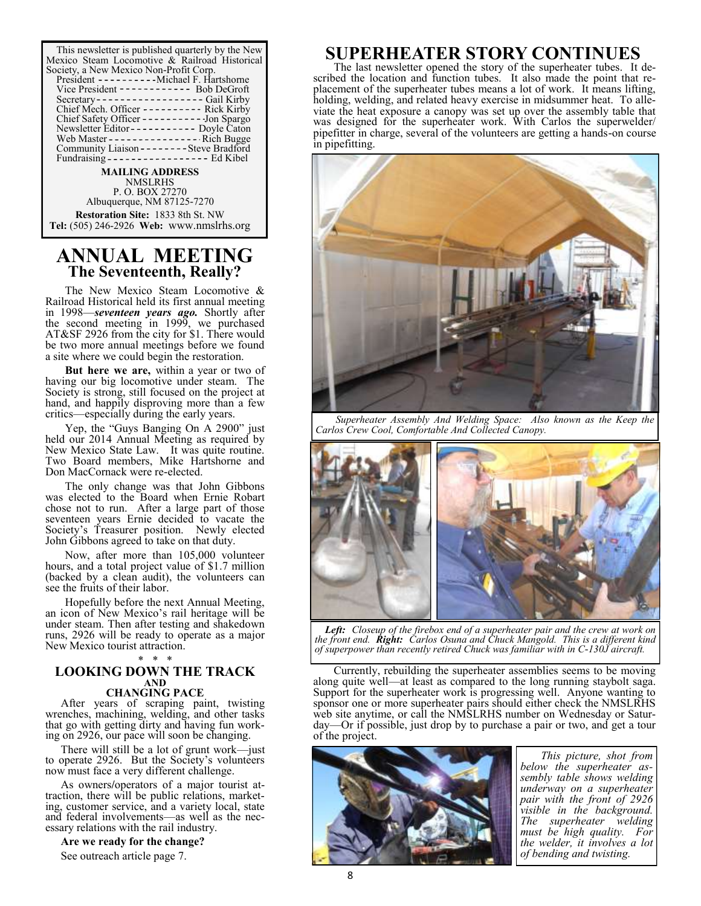This newsletter is published quarterly by the New Mexico Steam Locomotive & Railroad Historical Society, a New Mexico Non-Profit Corp.

President - - - - - - - - - -Michael F. Hartshorne
Vice President - - - - - - - - - - - - Bob DeGroft
Secretary - - - - - - - - - - - - - - - - - - Gail Kirby
Chief Mech. Officer - - - - - - - - - - - Rick Kirby
Chief Safety Officer - - - - - - - - - - -Jon Spargo
Newsletter Editor - - - - - - - - - - - Doyle Caton
Web Master - - - - - - - - - - - - - - - - Rich Bugge
Community Liaison - - - - - - - - Steve Bradford
Fundraising - - - - - - - - - - - - - - - - - Ed Kibel

**MAILING ADDRESS**
NMSLRHS
P. O. BOX 27270
Albuquerque, NM 87125-7270

**Restoration Site:** 1833 8th St. NW
**Tel:** (505) 246-2926 **Web:** www.nmslrhs.org

# ANNUAL MEETING
## The Seventeenth, Really?

The New Mexico Steam Locomotive & Railroad Historical held its first annual meeting in 1998—***seventeen years ago.*** Shortly after the second meeting in 1999, we purchased AT&SF 2926 from the city for $1. There would be two more annual meetings before we found a site where we could begin the restoration.

**But here we are,** within a year or two of having our big locomotive under steam. The Society is strong, still focused on the project at hand, and happily disproving more than a few critics—especially during the early years.

Yep, the "Guys Banging On A 2900" just held our 2014 Annual Meeting as required by New Mexico State Law. It was quite routine. Two Board members, Mike Hartshorne and Don MacCornack were re-elected.

The only change was that John Gibbons was elected to the Board when Ernie Robart chose not to run. After a large part of those seventeen years Ernie decided to vacate the Society's Treasurer position. Newly elected John Gibbons agreed to take on that duty.

Now, after more than 105,000 volunteer hours, and a total project value of $1.7 million (backed by a clean audit), the volunteers can see the fruits of their labor.

Hopefully before the next Annual Meeting, an icon of New Mexico's rail heritage will be under steam. Then after testing and shakedown runs, 2926 will be ready to operate as a major New Mexico tourist attraction.

\* \* \*

### LOOKING DOWN THE TRACK AND CHANGING PACE

After years of scraping paint, twisting wrenches, machining, welding, and other tasks that go with getting dirty and having fun working on 2926, our pace will soon be changing.

There will still be a lot of grunt work—just to operate 2926. But the Society's volunteers now must face a very different challenge.

As owners/operators of a major tourist attraction, there will be public relations, marketing, customer service, and a variety local, state and federal involvements—as well as the necessary relations with the rail industry.

**Are we ready for the change?**

See outreach article page 7.

# SUPERHEATER STORY CONTINUES

The last newsletter opened the story of the superheater tubes. It described the location and function tubes. It also made the point that replacement of the superheater tubes means a lot of work. It means lifting, holding, welding, and related heavy exercise in midsummer heat. To alleviate the heat exposure a canopy was set up over the assembly table that was designed for the superheater work. With Carlos the superwelder/pipefitter in charge, several of the volunteers are getting a hands-on course in pipefitting.

*Superheater Assembly And Welding Space: Also known as the Keep the Carlos Crew Cool, Comfortable And Collected Canopy.*

***Left:*** *Closeup of the firebox end of a superheater pair and the crew at work on the front end.* ***Right:*** *Carlos Osuna and Chuck Mangold. This is a different kind of superpower than recently retired Chuck was familiar with in C-130J aircraft.*

Currently, rebuilding the superheater assemblies seems to be moving along quite well—at least as compared to the long running staybolt saga. Support for the superheater work is progressing well. Anyone wanting to sponsor one or more superheater pairs should either check the NMSLRHS web site anytime, or call the NMSLRHS number on Wednesday or Saturday—Or if possible, just drop by to purchase a pair or two, and get a tour of the project.

*This picture, shot from below the superheater assembly table shows welding underway on a superheater pair with the front of 2926 visible in the background. The superheater welding must be high quality. For the welder, it involves a lot of bending and twisting.*